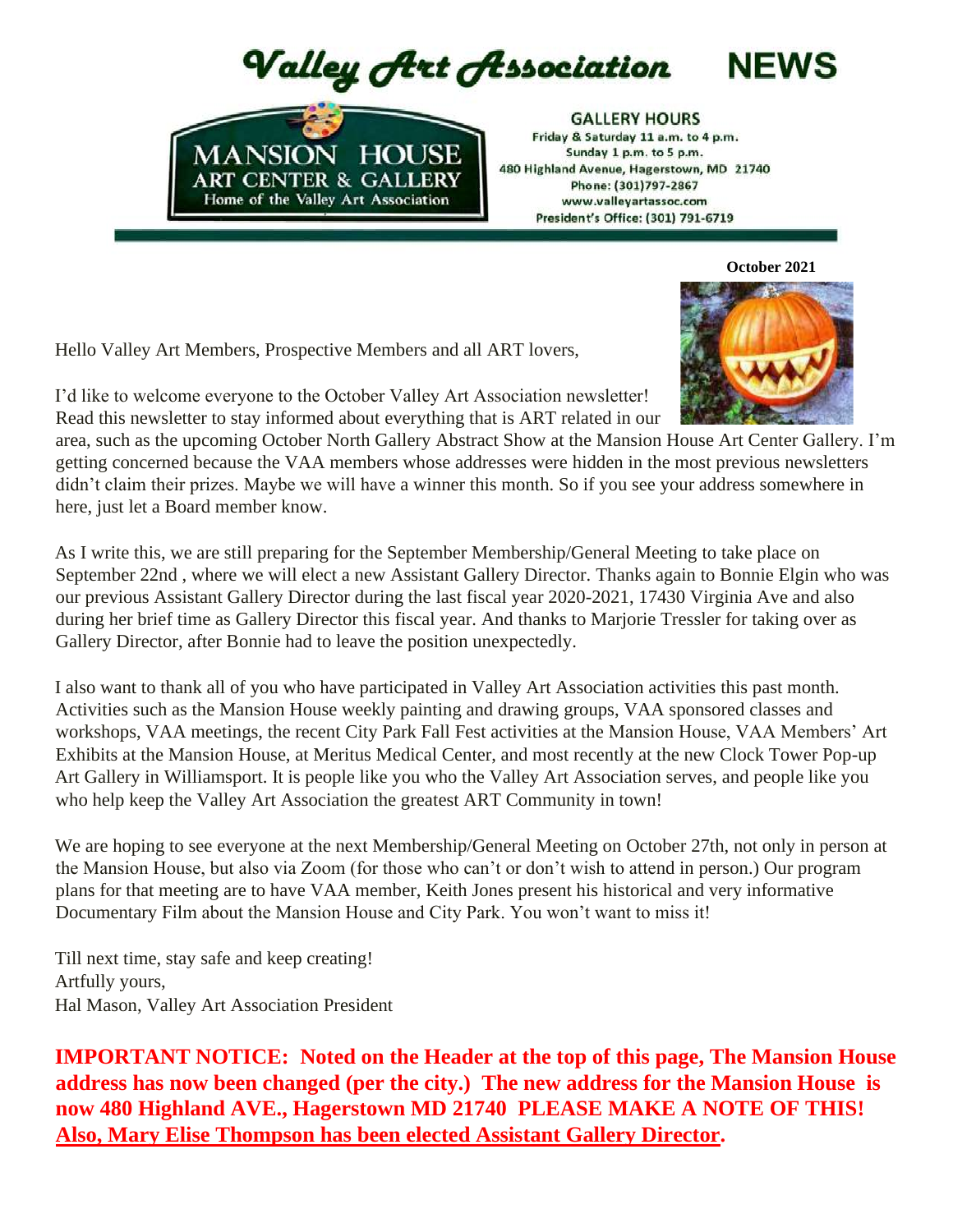# Valley Art Association NEWS

**MANSION HOUSE ART CENTER & GALLERY**
Home of the Valley Art Association

**GALLERY HOURS**
Friday & Saturday 11 a.m. to 4 p.m.
Sunday 1 p.m. to 5 p.m.
480 Highland Avenue, Hagerstown, MD 21740
Phone: (301)797-2867
www.valleyartassoc.com
President's Office: (301) 791-6719

**October 2021**

Hello Valley Art Members, Prospective Members and all ART lovers,

I'd like to welcome everyone to the October Valley Art Association newsletter! Read this newsletter to stay informed about everything that is ART related in our area, such as the upcoming October North Gallery Abstract Show at the Mansion House Art Center Gallery. I'm getting concerned because the VAA members whose addresses were hidden in the most previous newsletters didn't claim their prizes. Maybe we will have a winner this month. So if you see your address somewhere in here, just let a Board member know.

As I write this, we are still preparing for the September Membership/General Meeting to take place on September 22nd , where we will elect a new Assistant Gallery Director. Thanks again to Bonnie Elgin who was our previous Assistant Gallery Director during the last fiscal year 2020-2021, 17430 Virginia Ave and also during her brief time as Gallery Director this fiscal year. And thanks to Marjorie Tressler for taking over as Gallery Director, after Bonnie had to leave the position unexpectedly.

I also want to thank all of you who have participated in Valley Art Association activities this past month. Activities such as the Mansion House weekly painting and drawing groups, VAA sponsored classes and workshops, VAA meetings, the recent City Park Fall Fest activities at the Mansion House, VAA Members' Art Exhibits at the Mansion House, at Meritus Medical Center, and most recently at the new Clock Tower Pop-up Art Gallery in Williamsport. It is people like you who the Valley Art Association serves, and people like you who help keep the Valley Art Association the greatest ART Community in town!

We are hoping to see everyone at the next Membership/General Meeting on October 27th, not only in person at the Mansion House, but also via Zoom (for those who can't or don't wish to attend in person.) Our program plans for that meeting are to have VAA member, Keith Jones present his historical and very informative Documentary Film about the Mansion House and City Park. You won't want to miss it!

Till next time, stay safe and keep creating!
Artfully yours,
Hal Mason, Valley Art Association President

**IMPORTANT NOTICE: Noted on the Header at the top of this page, The Mansion House address has now been changed (per the city.) The new address for the Mansion House is now 480 Highland AVE., Hagerstown MD 21740 PLEASE MAKE A NOTE OF THIS! <u>Also, Mary Elise Thompson has been elected Assistant Gallery Director</u>.**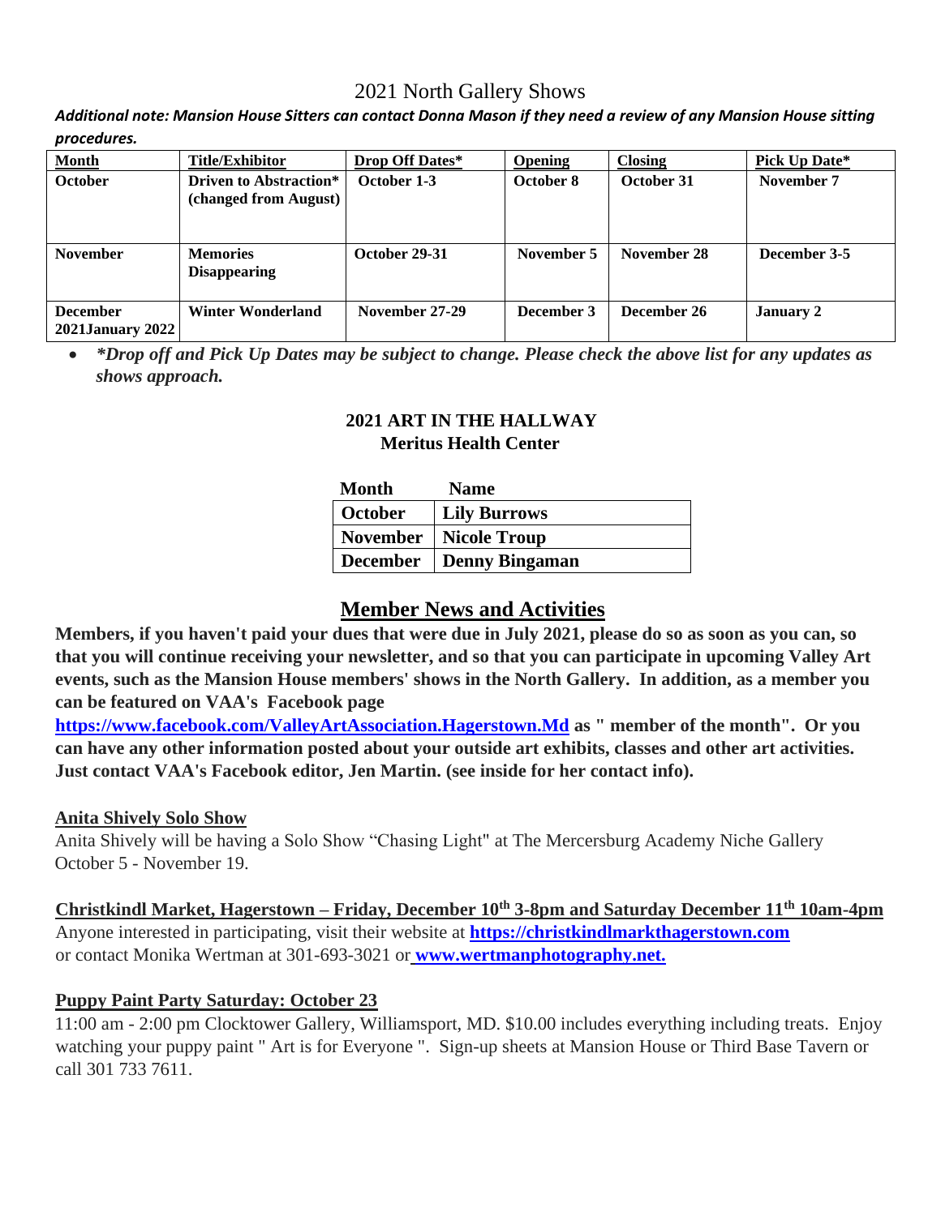# 2021 North Gallery Shows

***Additional note: Mansion House Sitters can contact Donna Mason if they need a review of any Mansion House sitting procedures.***

| Month | Title/Exhibitor | Drop Off Dates* | Opening | Closing | Pick Up Date* |
|---|---|---|---|---|---|
| **October** | **Driven to Abstraction* (changed from August)** | **October 1-3** | **October 8** | **October 31** | **November 7** |
| **November** | **Memories Disappearing** | **October 29-31** | **November 5** | **November 28** | **December 3-5** |
| **December 2021January 2022** | **Winter Wonderland** | **November 27-29** | **December 3** | **December 26** | **January 2** |

- ***\*Drop off and Pick Up Dates may be subject to change. Please check the above list for any updates as shows approach.***

**2021 ART IN THE HALLWAY**
**Meritus Health Center**

| Month | Name |
|---|---|
| **October** | **Lily Burrows** |
| **November** | **Nicole Troup** |
| **December** | **Denny Bingaman** |

## Member News and Activities

**Members, if you haven't paid your dues that were due in July 2021, please do so as soon as you can, so that you will continue receiving your newsletter, and so that you can participate in upcoming Valley Art events, such as the Mansion House members' shows in the North Gallery. In addition, as a member you can be featured on VAA's Facebook page https://www.facebook.com/ValleyArtAssociation.Hagerstown.Md as " member of the month". Or you can have any other information posted about your outside art exhibits, classes and other art activities. Just contact VAA's Facebook editor, Jen Martin. (see inside for her contact info).**

### Anita Shively Solo Show

Anita Shively will be having a Solo Show "Chasing Light" at The Mercersburg Academy Niche Gallery October 5 - November 19.

### Christkindl Market, Hagerstown – Friday, December 10th 3-8pm and Saturday December 11th 10am-4pm

Anyone interested in participating, visit their website at **https://christkindlmarkthagerstown.com** or contact Monika Wertman at 301-693-3021 or **www.wertmanphotography.net.**

### Puppy Paint Party Saturday: October 23

11:00 am - 2:00 pm Clocktower Gallery, Williamsport, MD. $10.00 includes everything including treats. Enjoy watching your puppy paint " Art is for Everyone ". Sign-up sheets at Mansion House or Third Base Tavern or call 301 733 7611.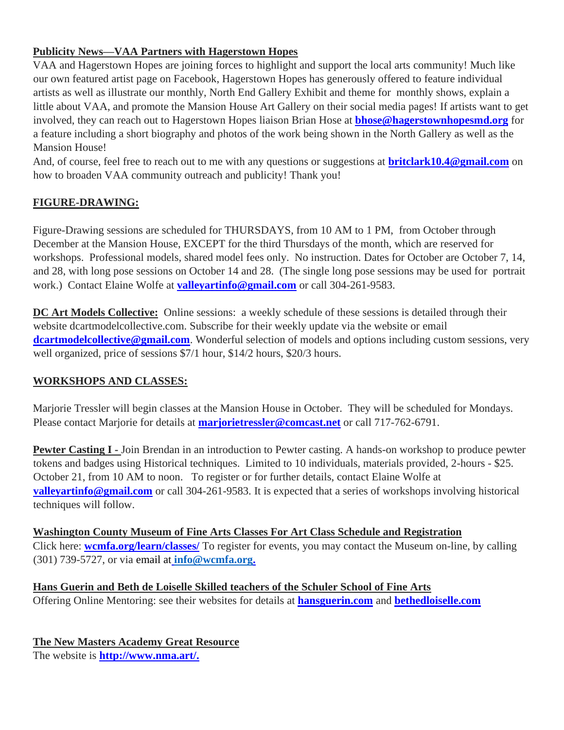**Publicity News—VAA Partners with Hagerstown Hopes**

VAA and Hagerstown Hopes are joining forces to highlight and support the local arts community! Much like our own featured artist page on Facebook, Hagerstown Hopes has generously offered to feature individual artists as well as illustrate our monthly, North End Gallery Exhibit and theme for monthly shows, explain a little about VAA, and promote the Mansion House Art Gallery on their social media pages! If artists want to get involved, they can reach out to Hagerstown Hopes liaison Brian Hose at **bhose@hagerstownhopesmd.org** for a feature including a short biography and photos of the work being shown in the North Gallery as well as the Mansion House!

And, of course, feel free to reach out to me with any questions or suggestions at **britclark10.4@gmail.com** on how to broaden VAA community outreach and publicity! Thank you!

**FIGURE-DRAWING:**

Figure-Drawing sessions are scheduled for THURSDAYS, from 10 AM to 1 PM, from October through December at the Mansion House, EXCEPT for the third Thursdays of the month, which are reserved for workshops. Professional models, shared model fees only. No instruction. Dates for October are October 7, 14, and 28, with long pose sessions on October 14 and 28. (The single long pose sessions may be used for portrait work.) Contact Elaine Wolfe at **valleyartinfo@gmail.com** or call 304-261-9583.

**DC Art Models Collective:** Online sessions: a weekly schedule of these sessions is detailed through their website dcartmodelcollective.com. Subscribe for their weekly update via the website or email **dcartmodelcollective@gmail.com**. Wonderful selection of models and options including custom sessions, very well organized, price of sessions $7/1 hour, $14/2 hours, $20/3 hours.

**WORKSHOPS AND CLASSES:**

Marjorie Tressler will begin classes at the Mansion House in October. They will be scheduled for Mondays. Please contact Marjorie for details at **marjorietressler@comcast.net** or call 717-762-6791.

**Pewter Casting I -** Join Brendan in an introduction to Pewter casting. A hands-on workshop to produce pewter tokens and badges using Historical techniques. Limited to 10 individuals, materials provided, 2-hours - $25. October 21, from 10 AM to noon. To register or for further details, contact Elaine Wolfe at **valleyartinfo@gmail.com** or call 304-261-9583. It is expected that a series of workshops involving historical techniques will follow.

**Washington County Museum of Fine Arts Classes For Art Class Schedule and Registration**

Click here: **wcmfa.org/learn/classes/** To register for events, you may contact the Museum on-line, by calling (301) 739-5727, or via email at **info@wcmfa.org.**

**Hans Guerin and Beth de Loiselle Skilled teachers of the Schuler School of Fine Arts**

Offering Online Mentoring: see their websites for details at **hansguerin.com** and **bethedloiselle.com**

**The New Masters Academy Great Resource**

The website is **http://www.nma.art/.**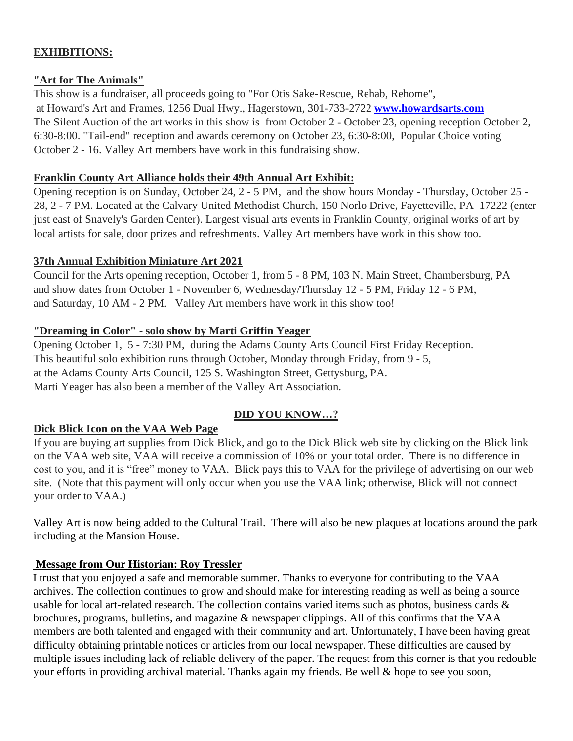## EXHIBITIONS:

### "Art for The Animals"

This show is a fundraiser, all proceeds going to "For Otis Sake-Rescue, Rehab, Rehome", at Howard's Art and Frames, 1256 Dual Hwy., Hagerstown, 301-733-2722 **www.howardsarts.com**
The Silent Auction of the art works in this show is from October 2 - October 23, opening reception October 2, 6:30-8:00. "Tail-end" reception and awards ceremony on October 23, 6:30-8:00, Popular Choice voting October 2 - 16. Valley Art members have work in this fundraising show.

### Franklin County Art Alliance holds their 49th Annual Art Exhibit:

Opening reception is on Sunday, October 24, 2 - 5 PM, and the show hours Monday - Thursday, October 25 - 28, 2 - 7 PM. Located at the Calvary United Methodist Church, 150 Norlo Drive, Fayetteville, PA 17222 (enter just east of Snavely's Garden Center). Largest visual arts events in Franklin County, original works of art by local artists for sale, door prizes and refreshments. Valley Art members have work in this show too.

### 37th Annual Exhibition Miniature Art 2021

Council for the Arts opening reception, October 1, from 5 - 8 PM, 103 N. Main Street, Chambersburg, PA and show dates from October 1 - November 6, Wednesday/Thursday 12 - 5 PM, Friday 12 - 6 PM, and Saturday, 10 AM - 2 PM. Valley Art members have work in this show too!

### "Dreaming in Color" - solo show by Marti Griffin Yeager

Opening October 1, 5 - 7:30 PM, during the Adams County Arts Council First Friday Reception.
This beautiful solo exhibition runs through October, Monday through Friday, from 9 - 5, at the Adams County Arts Council, 125 S. Washington Street, Gettysburg, PA.
Marti Yeager has also been a member of the Valley Art Association.

## DID YOU KNOW…?

### Dick Blick Icon on the VAA Web Page

If you are buying art supplies from Dick Blick, and go to the Dick Blick web site by clicking on the Blick link on the VAA web site, VAA will receive a commission of 10% on your total order. There is no difference in cost to you, and it is "free" money to VAA. Blick pays this to VAA for the privilege of advertising on our web site. (Note that this payment will only occur when you use the VAA link; otherwise, Blick will not connect your order to VAA.)

Valley Art is now being added to the Cultural Trail. There will also be new plaques at locations around the park including at the Mansion House.

### Message from Our Historian: Roy Tressler

I trust that you enjoyed a safe and memorable summer. Thanks to everyone for contributing to the VAA archives. The collection continues to grow and should make for interesting reading as well as being a source usable for local art-related research. The collection contains varied items such as photos, business cards & brochures, programs, bulletins, and magazine & newspaper clippings. All of this confirms that the VAA members are both talented and engaged with their community and art. Unfortunately, I have been having great difficulty obtaining printable notices or articles from our local newspaper. These difficulties are caused by multiple issues including lack of reliable delivery of the paper. The request from this corner is that you redouble your efforts in providing archival material. Thanks again my friends. Be well & hope to see you soon,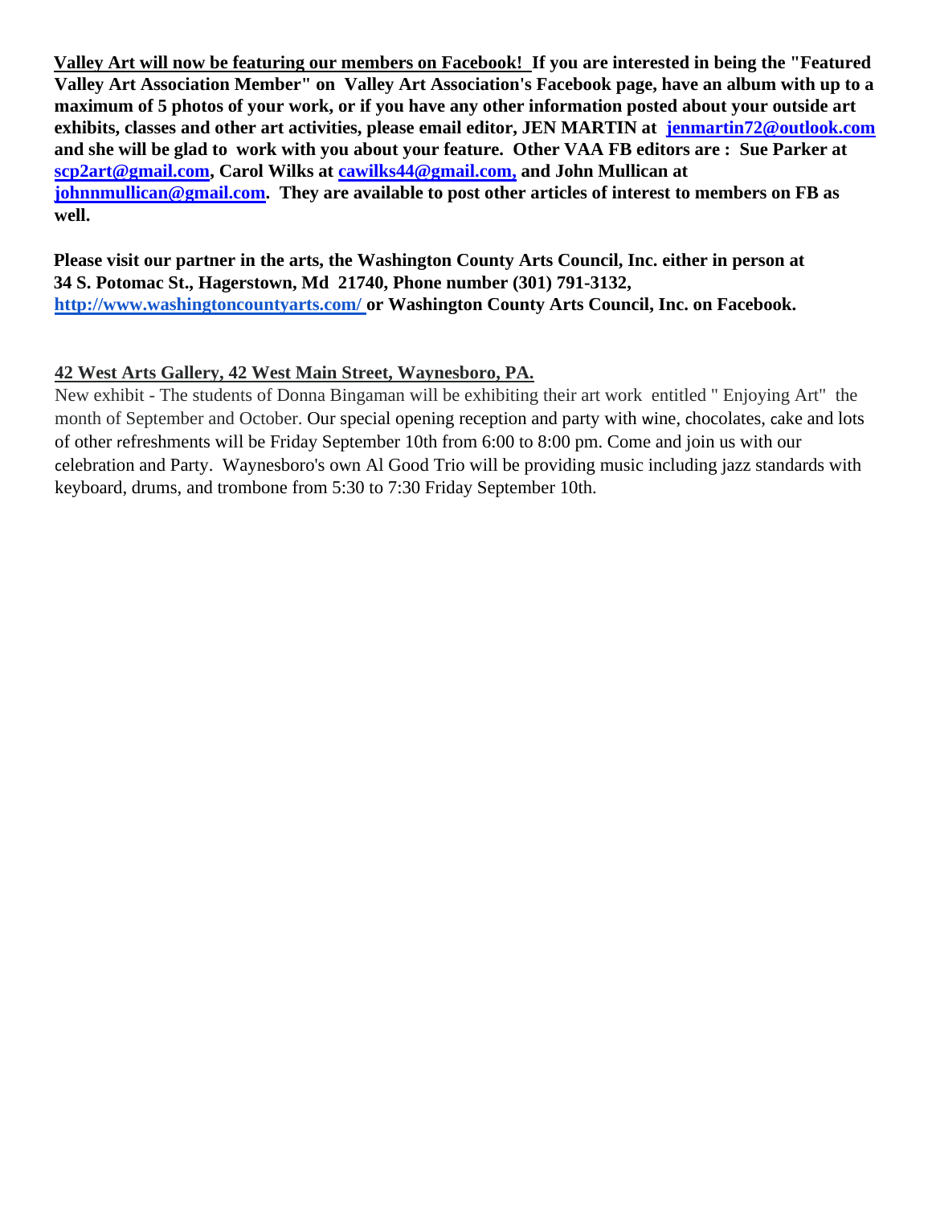**Valley Art will now be featuring our members on Facebook! If you are interested in being the "Featured Valley Art Association Member" on Valley Art Association's Facebook page, have an album with up to a maximum of 5 photos of your work, or if you have any other information posted about your outside art exhibits, classes and other art activities, please email editor, JEN MARTIN at jenmartin72@outlook.com and she will be glad to work with you about your feature. Other VAA FB editors are : Sue Parker at scp2art@gmail.com, Carol Wilks at cawilks44@gmail.com, and John Mullican at johnnmullican@gmail.com. They are available to post other articles of interest to members on FB as well.**

**Please visit our partner in the arts, the Washington County Arts Council, Inc. either in person at 34 S. Potomac St., Hagerstown, Md 21740, Phone number (301) 791-3132, http://www.washingtoncountyarts.com/ or Washington County Arts Council, Inc. on Facebook.**

**42 West Arts Gallery, 42 West Main Street, Waynesboro, PA.**

New exhibit - The students of Donna Bingaman will be exhibiting their art work entitled " Enjoying Art" the month of September and October. Our special opening reception and party with wine, chocolates, cake and lots of other refreshments will be Friday September 10th from 6:00 to 8:00 pm. Come and join us with our celebration and Party. Waynesboro's own Al Good Trio will be providing music including jazz standards with keyboard, drums, and trombone from 5:30 to 7:30 Friday September 10th.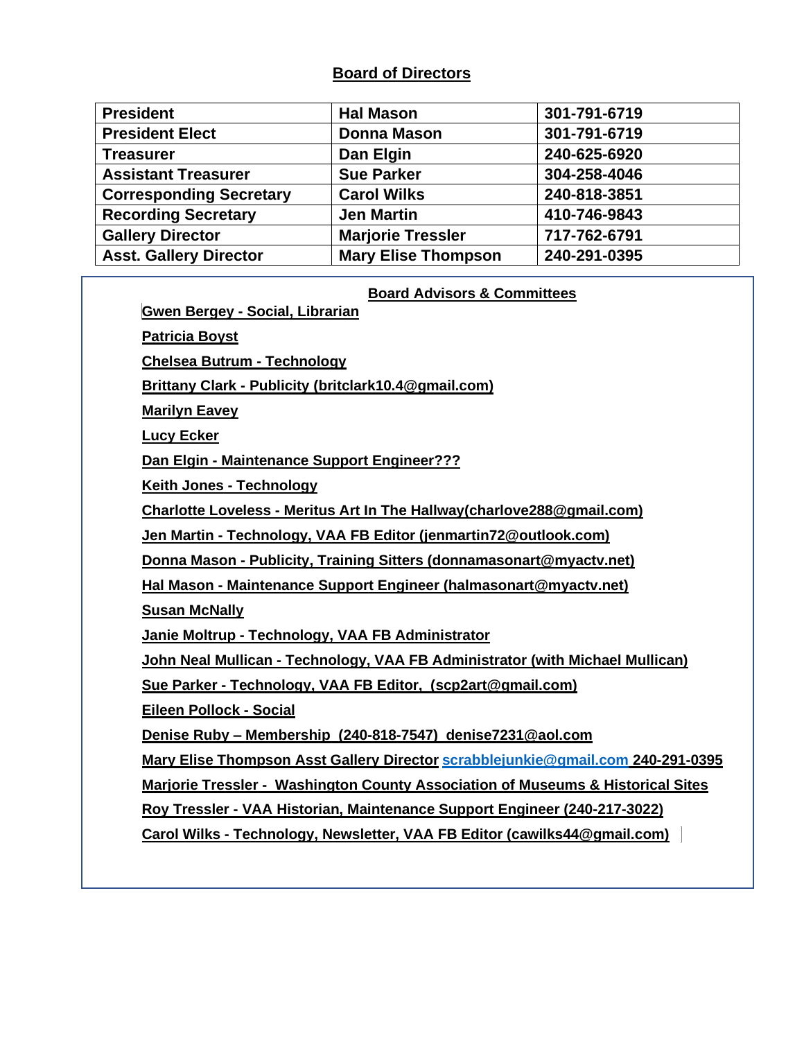## Board of Directors

| | | |
|---|---|---|
| **President** | **Hal Mason** | **301-791-6719** |
| **President Elect** | **Donna Mason** | **301-791-6719** |
| **Treasurer** | **Dan Elgin** | **240-625-6920** |
| **Assistant Treasurer** | **Sue Parker** | **304-258-4046** |
| **Corresponding Secretary** | **Carol Wilks** | **240-818-3851** |
| **Recording Secretary** | **Jen Martin** | **410-746-9843** |
| **Gallery Director** | **Marjorie Tressler** | **717-762-6791** |
| **Asst. Gallery Director** | **Mary Elise Thompson** | **240-291-0395** |

### Board Advisors & Committees

**Gwen Bergey - Social, Librarian**

**Patricia Boyst**

**Chelsea Butrum - Technology**

**Brittany Clark - Publicity (britclark10.4@gmail.com)**

**Marilyn Eavey**

**Lucy Ecker**

**Dan Elgin - Maintenance Support Engineer???**

**Keith Jones - Technology**

**Charlotte Loveless - Meritus Art In The Hallway(charlove288@gmail.com)**

**Jen Martin - Technology, VAA FB Editor (jenmartin72@outlook.com)**

**Donna Mason - Publicity, Training Sitters (donnamasonart@myactv.net)**

**Hal Mason - Maintenance Support Engineer (halmasonart@myactv.net)**

**Susan McNally**

**Janie Moltrup - Technology, VAA FB Administrator**

**John Neal Mullican - Technology, VAA FB Administrator (with Michael Mullican)**

**Sue Parker - Technology, VAA FB Editor, (scp2art@gmail.com)**

**Eileen Pollock - Social**

**Denise Ruby – Membership (240-818-7547) denise7231@aol.com**

**Mary Elise Thompson Asst Gallery Director scrabblejunkie@gmail.com 240-291-0395**

**Marjorie Tressler - Washington County Association of Museums & Historical Sites**

**Roy Tressler - VAA Historian, Maintenance Support Engineer (240-217-3022)**

**Carol Wilks - Technology, Newsletter, VAA FB Editor (cawilks44@gmail.com)**